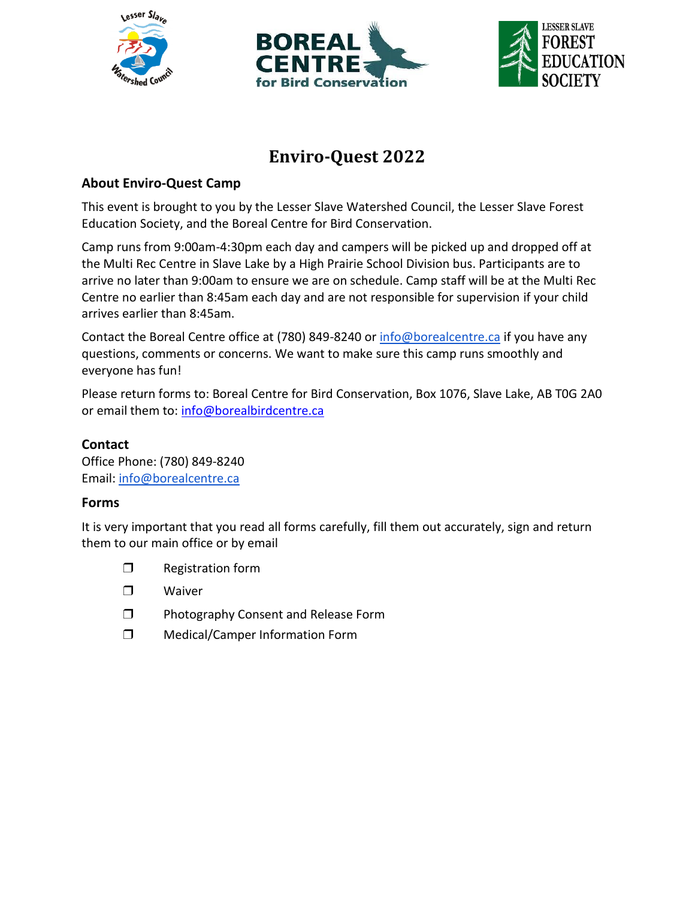# Enviro-Quest 2022

### About Enviro-Quest Camp

This event is brought to you by the Lesser Slave Watershed Council, the Lesser Slave Forest Education Society, and the Boreal Centre for Bird Conservation.

Camp runs from 9:00am-4:30pm each day and campers will be picked up and dropped off at the Multi Rec Centre in Slave Lake by a High Prairie School Division bus. Participants are to arrive no later than 9:00am to ensure we are on schedule. Camp staff will be at the Multi Rec Centre no earlier than 8:45am each day and are not responsible for supervision if your child arrives earlier than 8:45am.

Contact the Boreal Centre office at (780) 849-8240 or info@borealcentre.ca if you have any questions, comments or concerns. We want to make sure this camp runs smoothly and everyone has fun!

Please return forms to: Boreal Centre for Bird Conservation, Box 1076, Slave Lake, AB T0G 2A0 or email them to: info@borealbirdcentre.ca

### Contact

Office Phone: (780) 849-8240
Email: info@borealcentre.ca

### Forms

It is very important that you read all forms carefully, fill them out accurately, sign and return them to our main office or by email

- ❒ Registration form
- ❒ Waiver
- ❒ Photography Consent and Release Form
- ❒ Medical/Camper Information Form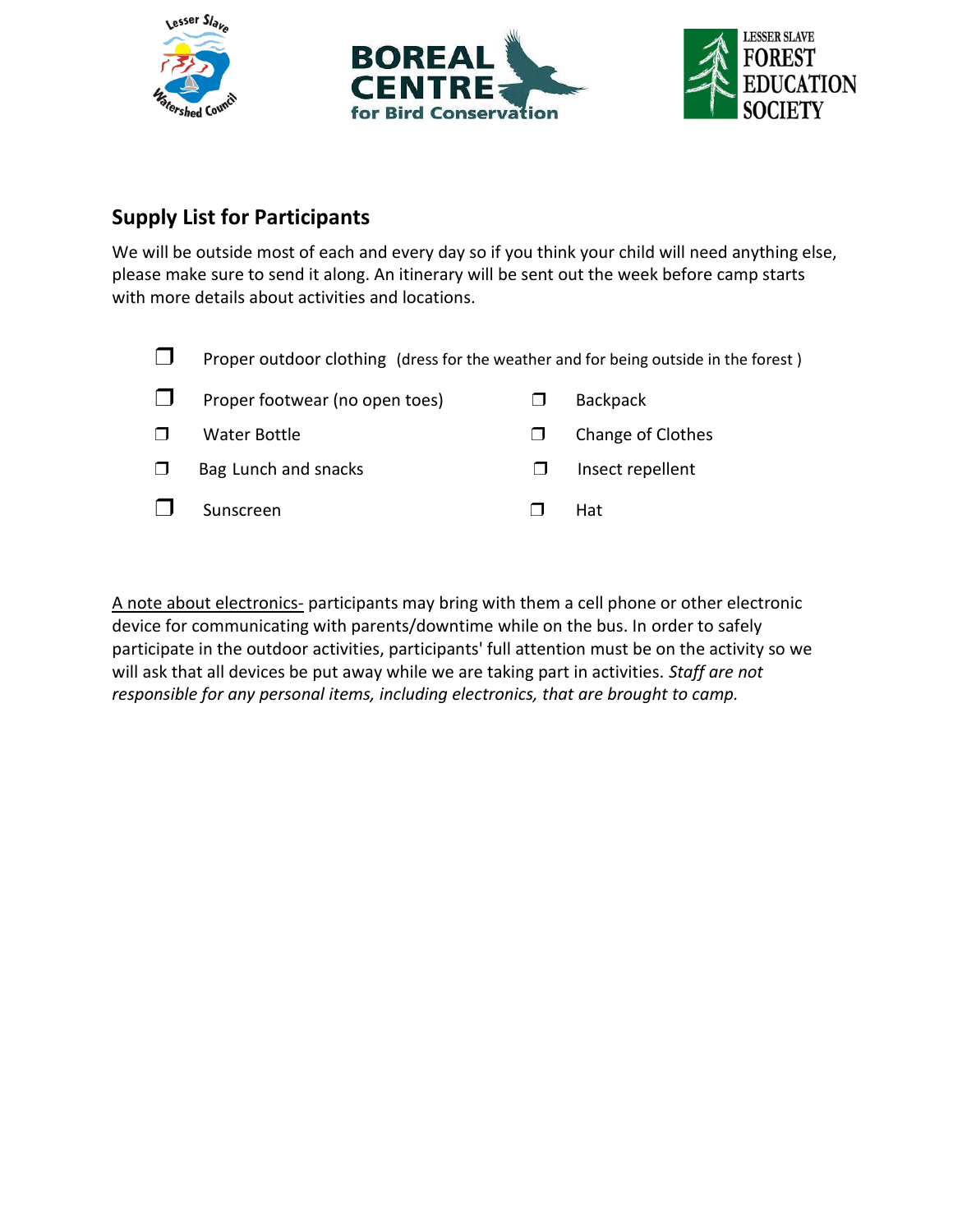## Supply List for Participants

We will be outside most of each and every day so if you think your child will need anything else, please make sure to send it along. An itinerary will be sent out the week before camp starts with more details about activities and locations.

- ❐ Proper outdoor clothing (dress for the weather and for being outside in the forest )
- ❐ Proper footwear (no open toes)
- ❐ Backpack
- ❐ Water Bottle
- ❐ Change of Clothes
- ❐ Bag Lunch and snacks
- ❐ Insect repellent
- ❐ Sunscreen
- ❐ Hat

A note about electronics- participants may bring with them a cell phone or other electronic device for communicating with parents/downtime while on the bus. In order to safely participate in the outdoor activities, participants' full attention must be on the activity so we will ask that all devices be put away while we are taking part in activities. *Staff are not responsible for any personal items, including electronics, that are brought to camp.*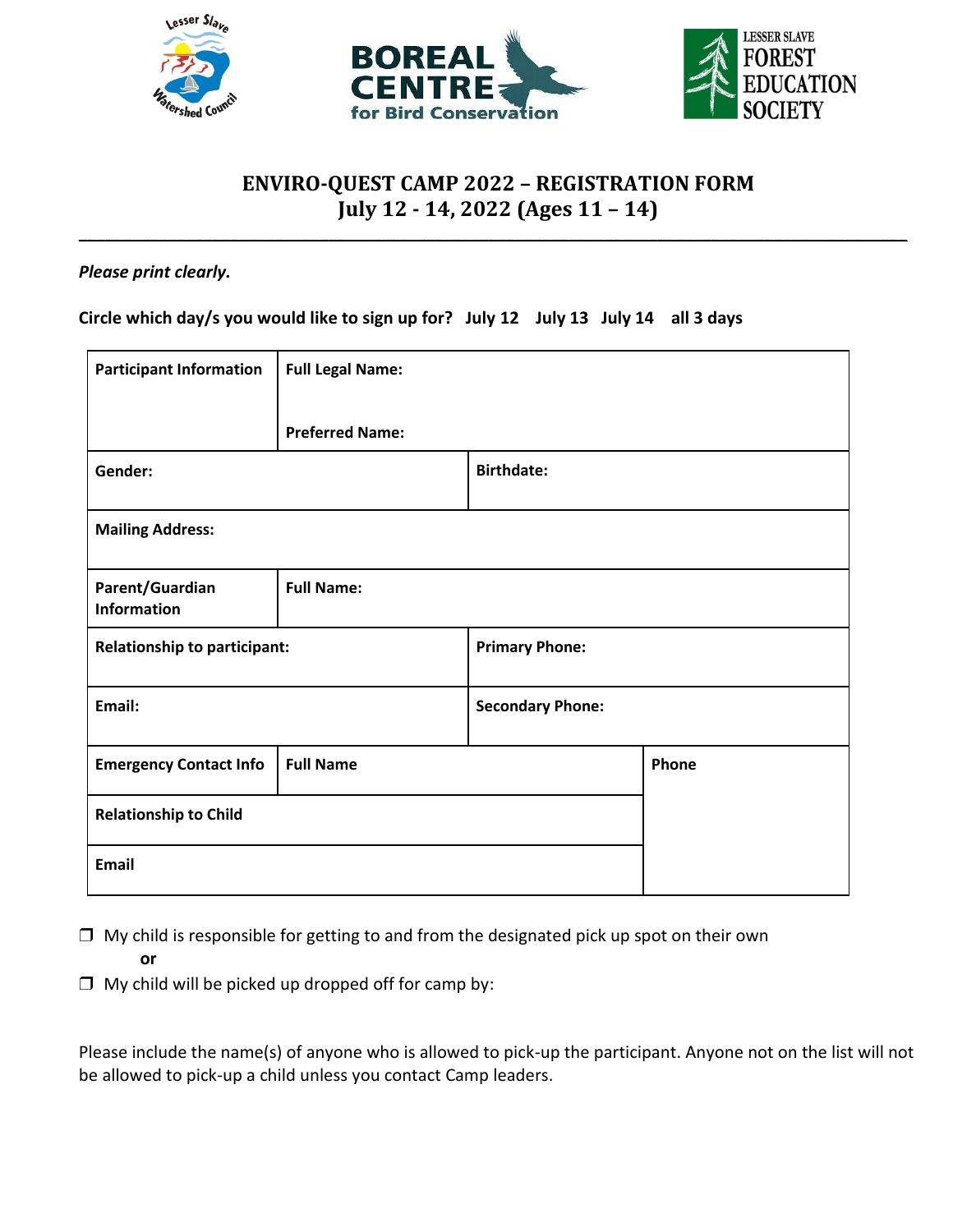# ENVIRO-QUEST CAMP 2022 – REGISTRATION FORM
## July 12 - 14, 2022 (Ages 11 – 14)

---

***Please print clearly.***

**Circle which day/s you would like to sign up for? July 12 July 13 July 14 all 3 days**

| | | |
|---|---|---|
| **Participant Information** | **Full Legal Name:**<br><br>**Preferred Name:** | |
| **Gender:** | | **Birthdate:** |
| **Mailing Address:** | | |
| **Parent/Guardian Information** | **Full Name:** | |
| **Relationship to participant:** | | **Primary Phone:** |
| **Email:** | | **Secondary Phone:** |
| **Emergency Contact Info** | **Full Name** | **Phone** |
| **Relationship to Child** | | |
| **Email** | | |

❒ My child is responsible for getting to and from the designated pick up spot on their own

**or**

❒ My child will be picked up dropped off for camp by:

Please include the name(s) of anyone who is allowed to pick-up the participant. Anyone not on the list will not be allowed to pick-up a child unless you contact Camp leaders.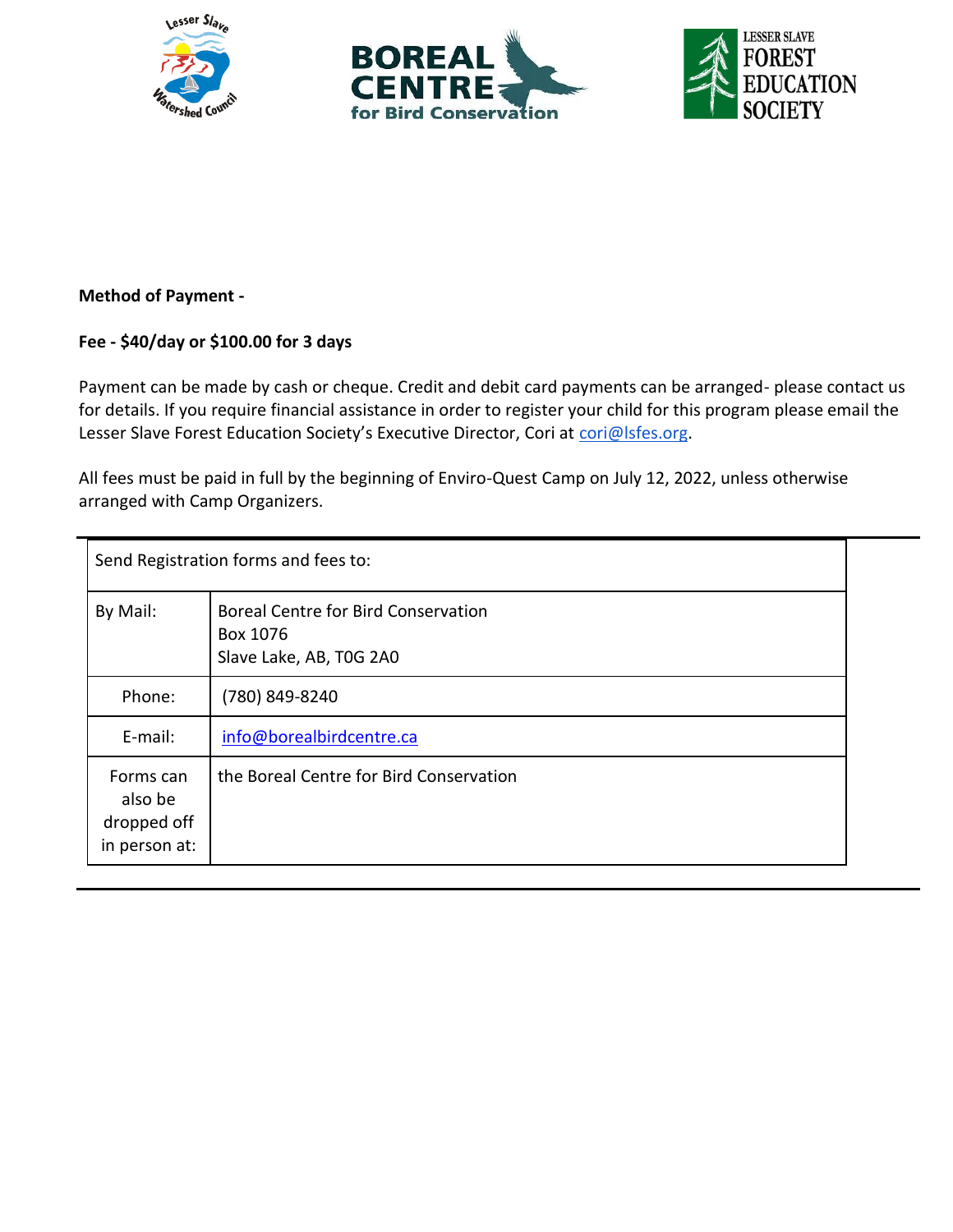**Method of Payment -**

**Fee - $40/day or $100.00 for 3 days**

Payment can be made by cash or cheque. Credit and debit card payments can be arranged- please contact us for details. If you require financial assistance in order to register your child for this program please email the Lesser Slave Forest Education Society's Executive Director, Cori at cori@lsfes.org.

All fees must be paid in full by the beginning of Enviro-Quest Camp on July 12, 2022, unless otherwise arranged with Camp Organizers.

| Send Registration forms and fees to: | |
|---|---|
| By Mail: | Boreal Centre for Bird Conservation<br>Box 1076<br>Slave Lake, AB, T0G 2A0 |
| Phone: | (780) 849-8240 |
| E-mail: | info@borealbirdcentre.ca |
| Forms can also be dropped off in person at: | the Boreal Centre for Bird Conservation |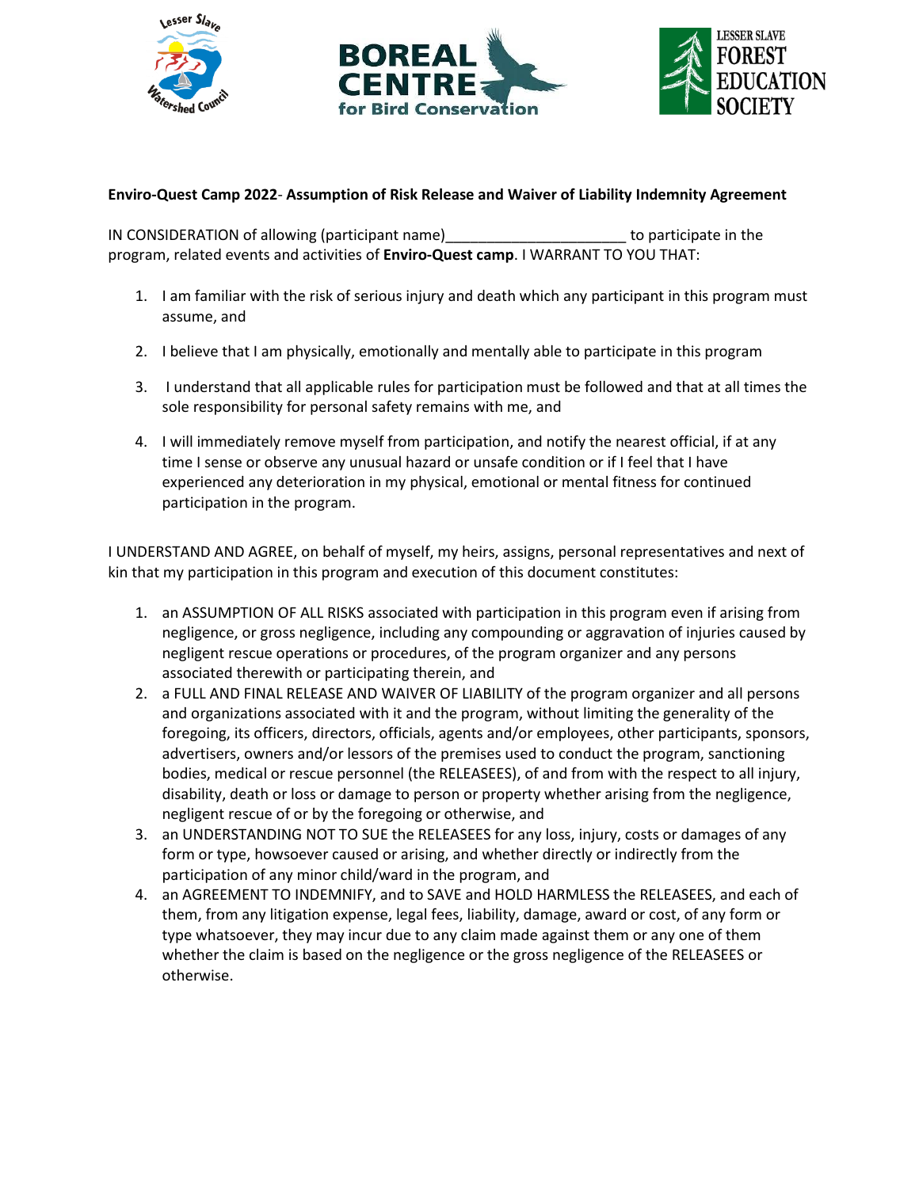**Enviro-Quest Camp 2022- Assumption of Risk Release and Waiver of Liability Indemnity Agreement**

IN CONSIDERATION of allowing (participant name)______________________ to participate in the program, related events and activities of **Enviro-Quest camp**. I WARRANT TO YOU THAT:

1. I am familiar with the risk of serious injury and death which any participant in this program must assume, and
2. I believe that I am physically, emotionally and mentally able to participate in this program
3. I understand that all applicable rules for participation must be followed and that at all times the sole responsibility for personal safety remains with me, and
4. I will immediately remove myself from participation, and notify the nearest official, if at any time I sense or observe any unusual hazard or unsafe condition or if I feel that I have experienced any deterioration in my physical, emotional or mental fitness for continued participation in the program.

I UNDERSTAND AND AGREE, on behalf of myself, my heirs, assigns, personal representatives and next of kin that my participation in this program and execution of this document constitutes:

1. an ASSUMPTION OF ALL RISKS associated with participation in this program even if arising from negligence, or gross negligence, including any compounding or aggravation of injuries caused by negligent rescue operations or procedures, of the program organizer and any persons associated therewith or participating therein, and
2. a FULL AND FINAL RELEASE AND WAIVER OF LIABILITY of the program organizer and all persons and organizations associated with it and the program, without limiting the generality of the foregoing, its officers, directors, officials, agents and/or employees, other participants, sponsors, advertisers, owners and/or lessors of the premises used to conduct the program, sanctioning bodies, medical or rescue personnel (the RELEASEES), of and from with the respect to all injury, disability, death or loss or damage to person or property whether arising from the negligence, negligent rescue of or by the foregoing or otherwise, and
3. an UNDERSTANDING NOT TO SUE the RELEASEES for any loss, injury, costs or damages of any form or type, howsoever caused or arising, and whether directly or indirectly from the participation of any minor child/ward in the program, and
4. an AGREEMENT TO INDEMNIFY, and to SAVE and HOLD HARMLESS the RELEASEES, and each of them, from any litigation expense, legal fees, liability, damage, award or cost, of any form or type whatsoever, they may incur due to any claim made against them or any one of them whether the claim is based on the negligence or the gross negligence of the RELEASEES or otherwise.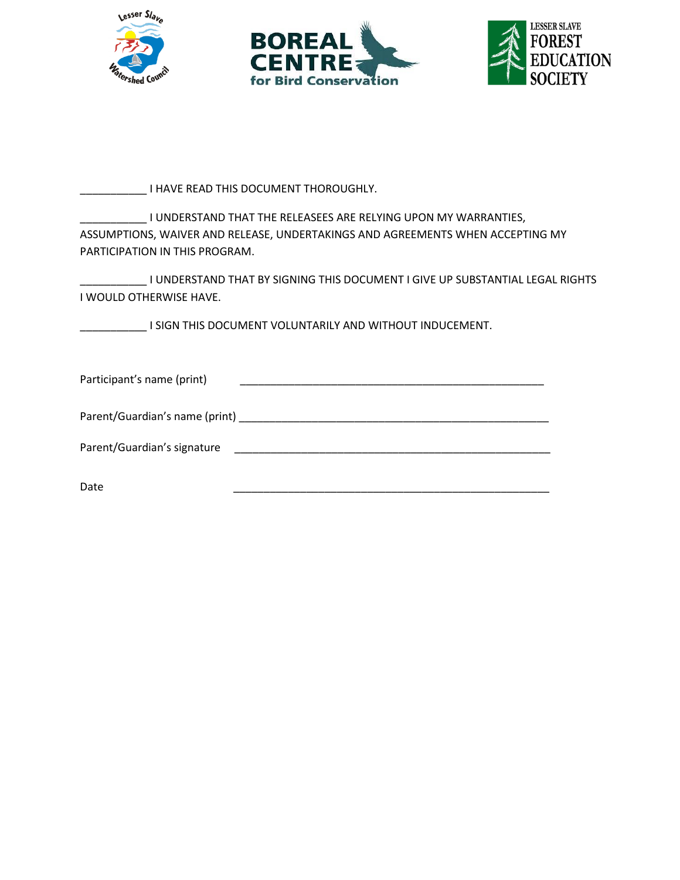Lesser Slave Watershed Council

BOREAL CENTRE for Bird Conservation

LESSER SLAVE FOREST EDUCATION SOCIETY

___________ I HAVE READ THIS DOCUMENT THOROUGHLY.

___________ I UNDERSTAND THAT THE RELEASEES ARE RELYING UPON MY WARRANTIES, ASSUMPTIONS, WAIVER AND RELEASE, UNDERTAKINGS AND AGREEMENTS WHEN ACCEPTING MY PARTICIPATION IN THIS PROGRAM.

___________ I UNDERSTAND THAT BY SIGNING THIS DOCUMENT I GIVE UP SUBSTANTIAL LEGAL RIGHTS I WOULD OTHERWISE HAVE.

___________ I SIGN THIS DOCUMENT VOLUNTARILY AND WITHOUT INDUCEMENT.

Participant's name (print) ______________________________________________________

Parent/Guardian's name (print) ______________________________________________________

Parent/Guardian's signature ______________________________________________________

Date ______________________________________________________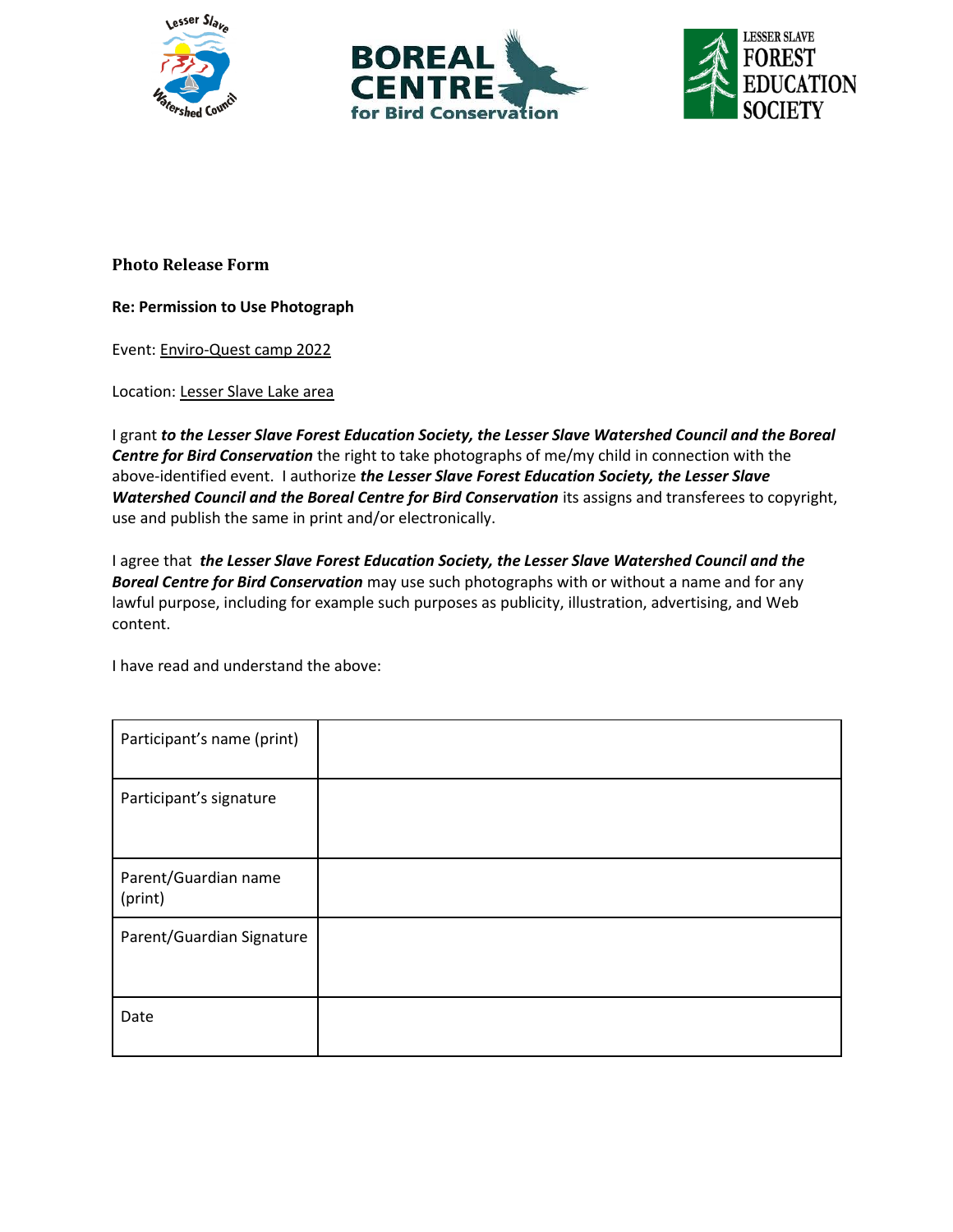## Photo Release Form

**Re: Permission to Use Photograph**

Event: Enviro-Quest camp 2022

Location: Lesser Slave Lake area

I grant ***to the Lesser Slave Forest Education Society, the Lesser Slave Watershed Council and the Boreal Centre for Bird Conservation*** the right to take photographs of me/my child in connection with the above-identified event. I authorize ***the Lesser Slave Forest Education Society, the Lesser Slave Watershed Council and the Boreal Centre for Bird Conservation*** its assigns and transferees to copyright, use and publish the same in print and/or electronically.

I agree that ***the Lesser Slave Forest Education Society, the Lesser Slave Watershed Council and the Boreal Centre for Bird Conservation*** may use such photographs with or without a name and for any lawful purpose, including for example such purposes as publicity, illustration, advertising, and Web content.

I have read and understand the above:

| | |
|---|---|
| Participant's name (print) | |
| Participant's signature | |
| Parent/Guardian name (print) | |
| Parent/Guardian Signature | |
| Date | |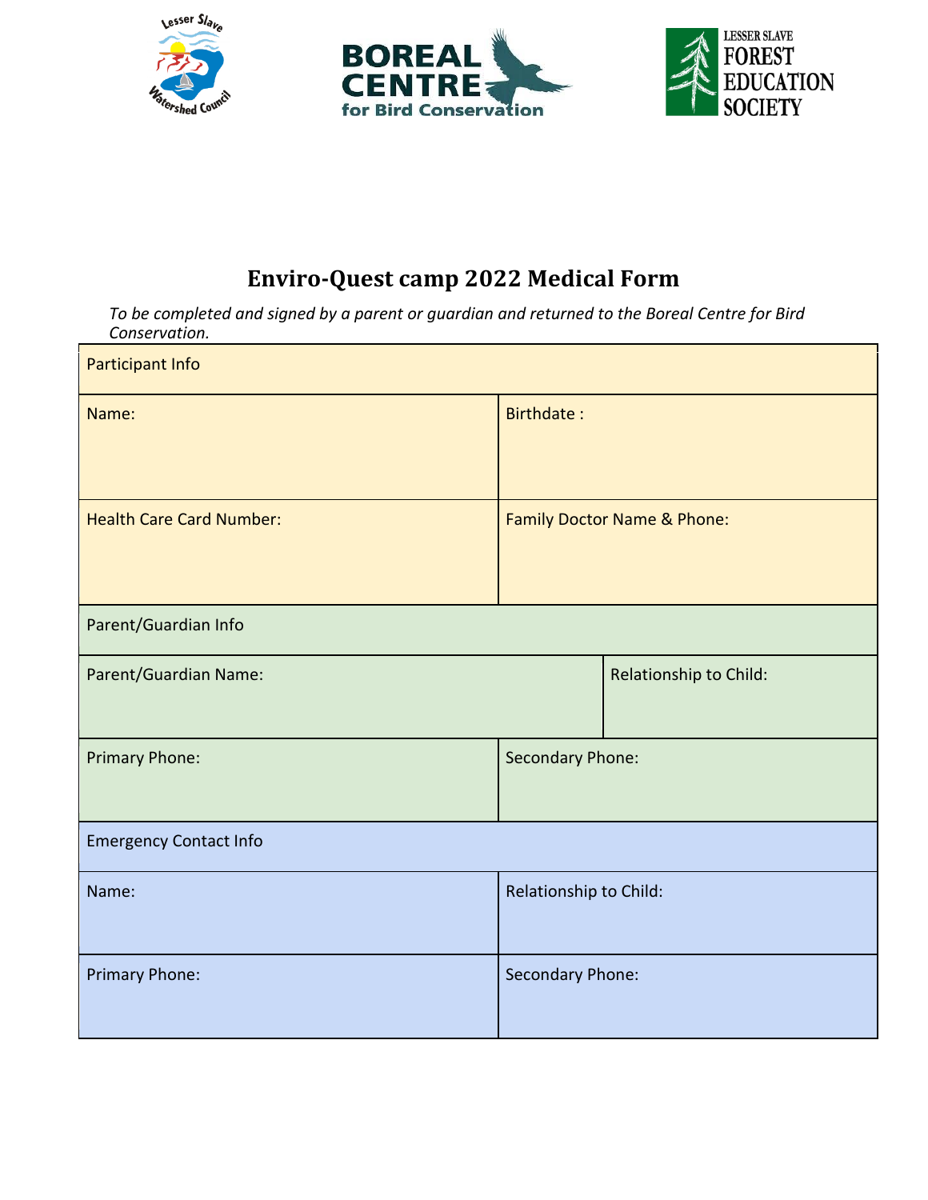Lesser Slave Watershed Council

BOREAL CENTRE for Bird Conservation

LESSER SLAVE FOREST EDUCATION SOCIETY

# Enviro-Quest camp 2022 Medical Form

*To be completed and signed by a parent or guardian and returned to the Boreal Centre for Bird Conservation.*

| Participant Info | |
|---|---|
| Name: | Birthdate : |
| Health Care Card Number: | Family Doctor Name & Phone: |
| **Parent/Guardian Info** | |
| Parent/Guardian Name: | Relationship to Child: |
| Primary Phone: | Secondary Phone: |
| **Emergency Contact Info** | |
| Name: | Relationship to Child: |
| Primary Phone: | Secondary Phone: |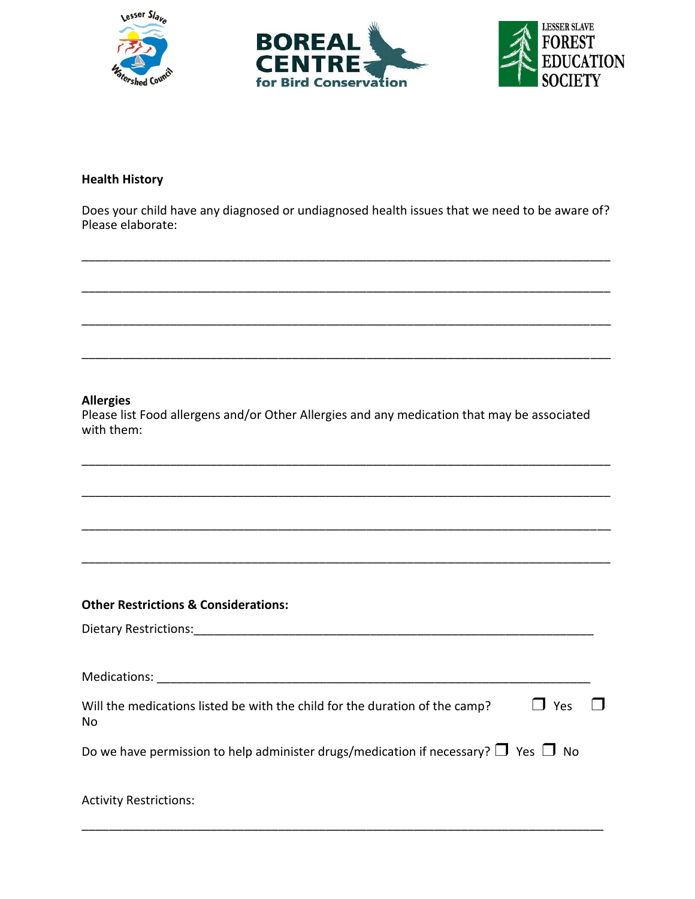**Health History**

Does your child have any diagnosed or undiagnosed health issues that we need to be aware of? Please elaborate:

_______________________________________________________________________________

_______________________________________________________________________________

_______________________________________________________________________________

_______________________________________________________________________________

**Allergies**

Please list Food allergens and/or Other Allergies and any medication that may be associated with them:

_______________________________________________________________________________

_______________________________________________________________________________

_______________________________________________________________________________

_______________________________________________________________________________

**Other Restrictions & Considerations:**

Dietary Restrictions:___________________________________________________________

Medications: __________________________________________________________________

Will the medications listed be with the child for the duration of the camp? ❒ Yes ❒ No

Do we have permission to help administer drugs/medication if necessary? ❒ Yes ❒ No

Activity Restrictions:

_______________________________________________________________________________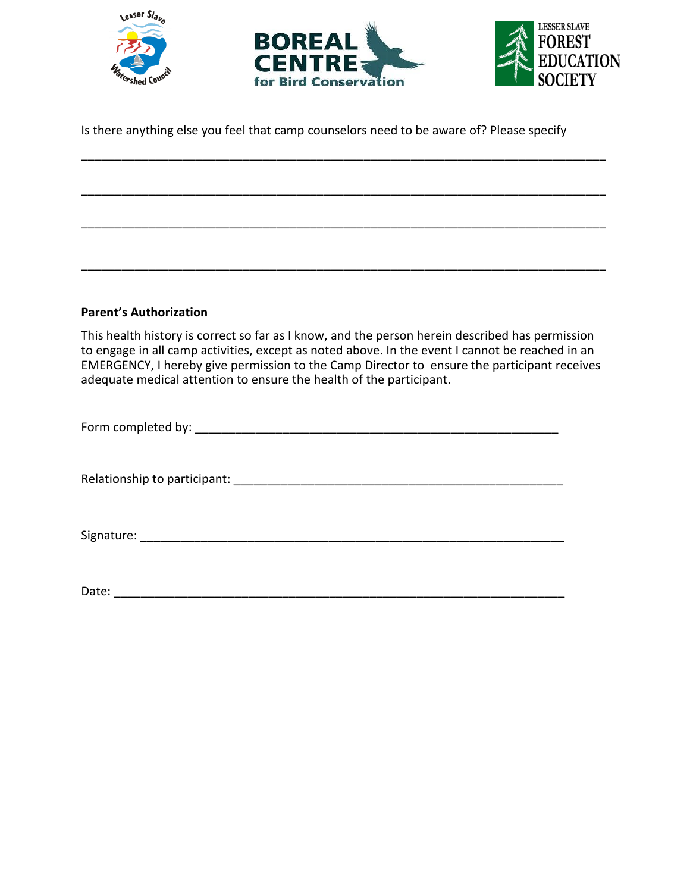Is there anything else you feel that camp counselors need to be aware of? Please specify

________________________________________________________________________________

________________________________________________________________________________

________________________________________________________________________________

________________________________________________________________________________

**Parent's Authorization**

This health history is correct so far as I know, and the person herein described has permission to engage in all camp activities, except as noted above. In the event I cannot be reached in an EMERGENCY, I hereby give permission to the Camp Director to ensure the participant receives adequate medical attention to ensure the health of the participant.

Form completed by: _______________________________________________________

Relationship to participant: _________________________________________________

Signature: ______________________________________________________________

Date: __________________________________________________________________